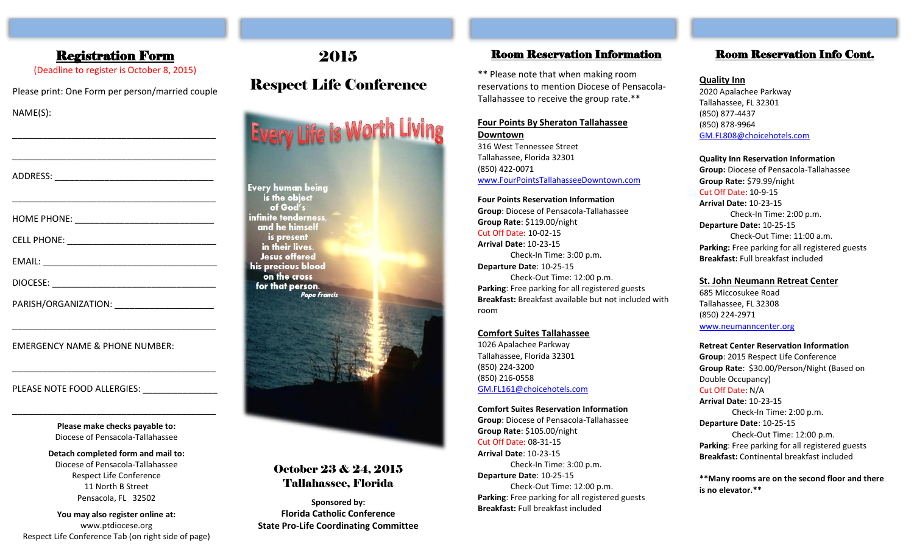## Registration Form

(Deadline to register is October 8, 2015)

Please print: One Form per person/married couple

NAME(S):

\_\_\_\_\_\_\_\_\_\_\_\_\_\_\_\_\_\_\_\_\_\_\_\_\_\_\_\_\_\_\_\_\_\_\_\_\_\_\_\_

\_\_\_\_\_\_\_\_\_\_\_\_\_\_\_\_\_\_\_\_\_\_\_\_\_\_\_\_\_\_\_\_\_\_\_\_\_\_\_\_

ADDRESS: \_\_\_\_\_\_\_\_\_\_\_\_\_\_\_\_\_\_\_\_\_\_\_\_\_\_\_\_\_\_\_\_

\_\_\_\_\_\_\_\_\_\_\_\_\_\_\_\_\_\_\_\_\_\_\_\_\_\_\_\_\_\_\_\_\_\_\_\_\_\_\_\_

HOME PHONE: \_\_\_\_\_\_\_\_\_\_\_\_\_\_\_\_\_\_\_\_\_\_\_\_\_\_\_\_

CELL PHONE: \_\_\_\_\_\_\_\_\_\_\_\_\_\_\_\_\_\_\_\_\_\_\_\_\_\_\_\_\_\_

EMAIL: \_\_\_\_\_\_\_\_\_\_\_\_\_\_\_\_\_\_\_\_\_\_\_\_\_\_\_\_\_\_\_\_\_\_\_\_

DIOCESE: \_\_\_\_\_\_\_\_\_\_\_\_\_\_\_\_\_\_\_\_\_\_\_\_\_\_\_\_\_\_\_\_\_

PARISH/ORGANIZATION: \_\_\_\_\_\_\_\_\_\_\_\_\_\_\_\_\_\_\_\_

\_\_\_\_\_\_\_\_\_\_\_\_\_\_\_\_\_\_\_\_\_\_\_\_\_\_\_\_\_\_\_\_\_\_\_\_\_\_\_\_

EMERGENCY NAME & PHONE NUMBER:

\_\_\_\_\_\_\_\_\_\_\_\_\_\_\_\_\_\_\_\_\_\_\_\_\_\_\_\_\_\_\_\_\_\_\_\_\_\_\_\_

PLEASE NOTE FOOD ALLERGIES: \_\_\_\_\_\_\_\_\_\_\_\_\_\_\_

\_\_\_\_\_\_\_\_\_\_\_\_\_\_\_\_\_\_\_\_\_\_\_\_\_\_\_\_\_\_\_\_\_\_\_\_\_\_\_\_

**Please make checks payable to:**
Diocese of Pensacola-Tallahassee

**Detach completed form and mail to:**
Diocese of Pensacola-Tallahassee
Respect Life Conference
11 North B Street
Pensacola, FL 32502

**You may also register online at:**
www.ptdiocese.org
Respect Life Conference Tab (on right side of page)

# 2015

# Respect Life Conference

Every Life is Worth Living

Every human being is the object of God's infinite tenderness, and he himself is present in their lives. Jesus offered his precious blood on the cross for that person.
*Pope Francis*

### October 23 & 24, 2015
### Tallahassee, Florida

**Sponsored by:**
**Florida Catholic Conference**
**State Pro-Life Coordinating Committee**

## Room Reservation Information

\*\* Please note that when making room reservations to mention Diocese of Pensacola-Tallahassee to receive the group rate.\*\*

**Four Points By Sheraton Tallahassee Downtown**
316 West Tennessee Street
Tallahassee, Florida 32301
(850) 422-0071
www.FourPointsTallahasseeDowntown.com

**Four Points Reservation Information**
**Group**: Diocese of Pensacola-Tallahassee
**Group Rate**: $119.00/night
Cut Off Date: 10-02-15
**Arrival Date**: 10-23-15
Check-In Time: 3:00 p.m.
**Departure Date**: 10-25-15
Check-Out Time: 12:00 p.m.
**Parking**: Free parking for all registered guests
**Breakfast:** Breakfast available but not included with room

**Comfort Suites Tallahassee**
1026 Apalachee Parkway
Tallahassee, Florida 32301
(850) 224-3200
(850) 216-0558
GM.FL161@choicehotels.com

**Comfort Suites Reservation Information**
**Group**: Diocese of Pensacola-Tallahassee
**Group Rate**: $105.00/night
Cut Off Date: 08-31-15
**Arrival Date**: 10-23-15
Check-In Time: 3:00 p.m.
**Departure Date**: 10-25-15
Check-Out Time: 12:00 p.m.
**Parking**: Free parking for all registered guests
**Breakfast:** Full breakfast included

## Room Reservation Info Cont.

**Quality Inn**
2020 Apalachee Parkway
Tallahassee, FL 32301
(850) 877-4437
(850) 878-9964
GM.FL808@choicehotels.com

**Quality Inn Reservation Information**
**Group:** Diocese of Pensacola-Tallahassee
**Group Rate:** $79.99/night
Cut Off Date: 10-9-15
**Arrival Date:** 10-23-15
Check-In Time: 2:00 p.m.
**Departure Date:** 10-25-15
Check-Out Time: 11:00 a.m.
**Parking:** Free parking for all registered guests
**Breakfast:** Full breakfast included

**St. John Neumann Retreat Center**
685 Miccosukee Road
Tallahassee, FL 32308
(850) 224-2971
www.neumanncenter.org

**Retreat Center Reservation Information**
**Group**: 2015 Respect Life Conference
**Group Rate**: $30.00/Person/Night (Based on Double Occupancy)
Cut Off Date: N/A
**Arrival Date**: 10-23-15
Check-In Time: 2:00 p.m.
**Departure Date**: 10-25-15
Check-Out Time: 12:00 p.m.
**Parking**: Free parking for all registered guests
**Breakfast:** Continental breakfast included

**\*\*Many rooms are on the second floor and there is no elevator.\*\***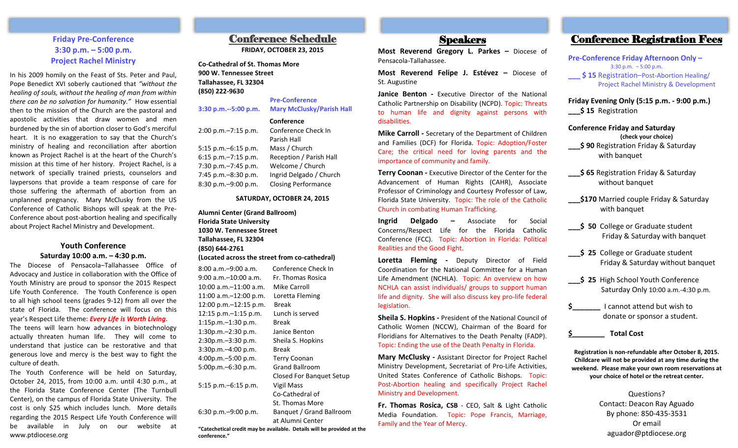## Friday Pre-Conference
## 3:30 p.m. – 5:00 p.m.
## Project Rachel Ministry

In his 2009 homily on the Feast of Sts. Peter and Paul, Pope Benedict XVI soberly cautioned that *"without the healing of souls, without the healing of man from within there can be no salvation for humanity."* How essential then to the mission of the Church are the pastoral and apostolic activities that draw women and men burdened by the sin of abortion closer to God's merciful heart. It is no exaggeration to say that the Church's ministry of healing and reconciliation after abortion known as Project Rachel is at the heart of the Church's mission at this time of her history. Project Rachel, is a network of specially trained priests, counselors and laypersons that provide a team response of care for those suffering the aftermath of abortion from an unplanned pregnancy. Mary McClusky from the US Conference of Catholic Bishops will speak at the Pre-Conference about post-abortion healing and specifically about Project Rachel Ministry and Development.

### Youth Conference
**Saturday 10:00 a.m. – 4:30 p.m.**

The Diocese of Pensacola–Tallahassee Office of Advocacy and Justice in collaboration with the Office of Youth Ministry are proud to sponsor the 2015 Respect Life Youth Conference. The Youth Conference is open to all high school teens (grades 9-12) from all over the state of Florida. The conference will focus on this year's Respect Life theme: ***Every Life is Worth Living***. The teens will learn how advances in biotechnology actually threaten human life. They will come to understand that justice can be restorative and that generous love and mercy is the best way to fight the culture of death.

The Youth Conference will be held on Saturday, October 24, 2015, from 10:00 a.m. until 4:30 p.m., at the Florida State Conference Center (The Turnbull Center), on the campus of Florida State University. The cost is only $25 which includes lunch. More details regarding the 2015 Respect Life Youth Conference will be available in July on our website at www.ptdiocese.org

# Conference Schedule

**FRIDAY, OCTOBER 23, 2015**

**Co-Cathedral of St. Thomas More**
**900 W. Tennessee Street**
**Tallahassee, FL 32304**
**(850) 222-9630**

| | |
|---|---|
| | **Pre-Conference** |
| 3:30 p.m.--5:00 p.m. | Mary McClusky/Parish Hall |
| | **Conference** |
| 2:00 p.m.–7:15 p.m. | Conference Check In Parish Hall |
| 5:15 p.m.–6:15 p.m. | Mass / Church |
| 6:15 p.m.–7:15 p.m. | Reception / Parish Hall |
| 7:30 p.m.–7:45 p.m. | Welcome / Church |
| 7:45 p.m.–8:30 p.m. | Ingrid Delgado / Church |
| 8:30 p.m.–9:00 p.m. | Closing Performance |

**SATURDAY, OCTOBER 24, 2015**

**Alumni Center (Grand Ballroom)**
**Florida State University**
**1030 W. Tennessee Street**
**Tallahassee, FL 32304**
**(850) 644-2761**
**(Located across the street from co-cathedral)**

| | |
|---|---|
| 8:00 a.m.–9:00 a.m. | Conference Check In |
| 9:00 a.m.–10:00 a.m. | Fr. Thomas Rosica |
| 10:00 a.m.–11:00 a.m. | Mike Carroll |
| 11:00 a.m.–12:00 p.m. | Loretta Fleming |
| 12:00 p.m.–12:15 p.m. | Break |
| 12:15 p.m.–1:15 p.m. | Lunch is served |
| 1:15p.m.–1:30 p.m. | Break |
| 1:30p.m.–2:30 p.m. | Janice Benton |
| 2:30p.m.–3:30 p.m. | Sheila S. Hopkins |
| 3:30p.m.–4:00 p.m. | Break |
| 4:00p.m.–5:00 p.m. | Terry Coonan |
| 5:00p.m.–6:30 p.m. | Grand Ballroom Closed For Banquet Setup |
| 5:15 p.m.–6:15 p.m. | Vigil Mass Co-Cathedral of St. Thomas More |
| 6:30 p.m.–9:00 p.m. | Banquet / Grand Ballroom at Alumni Center |

**"Catechetical credit may be available. Details will be provided at the conference."**

# Speakers

**Most Reverend Gregory L. Parkes –** Diocese of Pensacola-Tallahassee.

**Most Reverend Felipe J. Estévez –** Diocese of St. Augustine

**Janice Benton -** Executive Director of the National Catholic Partnership on Disability (NCPD). Topic: Threats to human life and dignity against persons with disabilities.

**Mike Carroll -** Secretary of the Department of Children and Families (DCF) for Florida. Topic: Adoption/Foster Care; the critical need for loving parents and the importance of community and family.

**Terry Coonan -** Executive Director of the Center for the Advancement of Human Rights (CAHR), Associate Professor of Criminology and Courtesy Professor of Law, Florida State University. Topic: The role of the Catholic Church in combating Human Trafficking.

**Ingrid Delgado –** Associate for Social Concerns/Respect Life for the Florida Catholic Conference (FCC). Topic: Abortion in Florida: Political Realities and the Good Fight.

**Loretta Fleming -** Deputy Director of Field Coordination for the National Committee for a Human Life Amendment (NCHLA). Topic: An overview on how NCHLA can assist individuals/ groups to support human life and dignity. She will also discuss key pro-life federal legislation.

**Sheila S. Hopkins -** President of the National Council of Catholic Women (NCCW), Chairman of the Board for Floridians for Alternatives to the Death Penalty (FADP). Topic: Ending the use of the Death Penalty in Florida.

**Mary McClusky -** Assistant Director for Project Rachel Ministry Development, Secretariat of Pro-Life Activities, United States Conference of Catholic Bishops. Topic: Post-Abortion healing and specifically Project Rachel Ministry and Development.

**Fr. Thomas Rosica, CSB** - CEO, Salt & Light Catholic Media Foundation. Topic: Pope Francis, Marriage, Family and the Year of Mercy.

# Conference Registration Fees

**Pre-Conference Friday Afternoon Only –**
3:30 p.m. – 5:00 p.m.
___ $ 15 Registration–Post-Abortion Healing/ Project Rachel Ministry & Development

**Friday Evening Only (5:15 p.m. - 9:00 p.m.)**
___$ 15 Registration

**Conference Friday and Saturday**
**(check your choice)**

___$ 90 Registration Friday & Saturday with banquet

___$ 65 Registration Friday & Saturday without banquet

___$170 Married couple Friday & Saturday with banquet

___$ 50 College or Graduate student Friday & Saturday with banquet

___$ 25 College or Graduate student Friday & Saturday without banquet

___$ 25 High School Youth Conference Saturday Only 10:00 a.m.-4:30 p.m.

$_______ I cannot attend but wish to donate or sponsor a student.

$________ **Total Cost**

**Registration is non-refundable after October 8, 2015. Childcare will not be provided at any time during the weekend. Please make your own room reservations at your choice of hotel or the retreat center.**

Questions?
Contact: Deacon Ray Aguado
By phone: 850-435-3531
Or email
aguador@ptdiocese.org